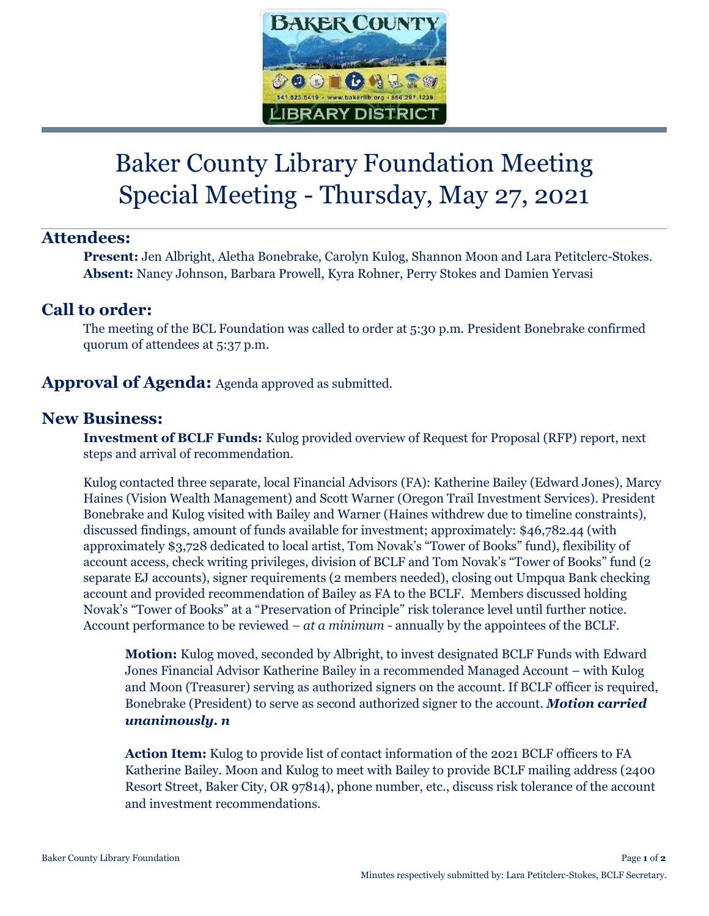# Baker County Library Foundation Meeting
# Special Meeting - Thursday, May 27, 2021

## Attendees:

**Present:** Jen Albright, Aletha Bonebrake, Carolyn Kulog, Shannon Moon and Lara Petitclerc-Stokes.
**Absent:** Nancy Johnson, Barbara Prowell, Kyra Rohner, Perry Stokes and Damien Yervasi

## Call to order:

The meeting of the BCL Foundation was called to order at 5:30 p.m. President Bonebrake confirmed quorum of attendees at 5:37 p.m.

## Approval of Agenda: Agenda approved as submitted.

## New Business:

**Investment of BCLF Funds:** Kulog provided overview of Request for Proposal (RFP) report, next steps and arrival of recommendation.

Kulog contacted three separate, local Financial Advisors (FA): Katherine Bailey (Edward Jones), Marcy Haines (Vision Wealth Management) and Scott Warner (Oregon Trail Investment Services). President Bonebrake and Kulog visited with Bailey and Warner (Haines withdrew due to timeline constraints), discussed findings, amount of funds available for investment; approximately: $46,782.44 (with approximately $3,728 dedicated to local artist, Tom Novak's "Tower of Books" fund), flexibility of account access, check writing privileges, division of BCLF and Tom Novak's "Tower of Books" fund (2 separate EJ accounts), signer requirements (2 members needed), closing out Umpqua Bank checking account and provided recommendation of Bailey as FA to the BCLF. Members discussed holding Novak's "Tower of Books" at a "Preservation of Principle" risk tolerance level until further notice. Account performance to be reviewed – *at a minimum* - annually by the appointees of the BCLF.

> **Motion:** Kulog moved, seconded by Albright, to invest designated BCLF Funds with Edward Jones Financial Advisor Katherine Bailey in a recommended Managed Account – with Kulog and Moon (Treasurer) serving as authorized signers on the account. If BCLF officer is required, Bonebrake (President) to serve as second authorized signer to the account. ***Motion carried unanimously. n***
>
> **Action Item:** Kulog to provide list of contact information of the 2021 BCLF officers to FA Katherine Bailey. Moon and Kulog to meet with Bailey to provide BCLF mailing address (2400 Resort Street, Baker City, OR 97814), phone number, etc., discuss risk tolerance of the account and investment recommendations.

Minutes respectively submitted by: Lara Petitclerc-Stokes, BCLF Secretary.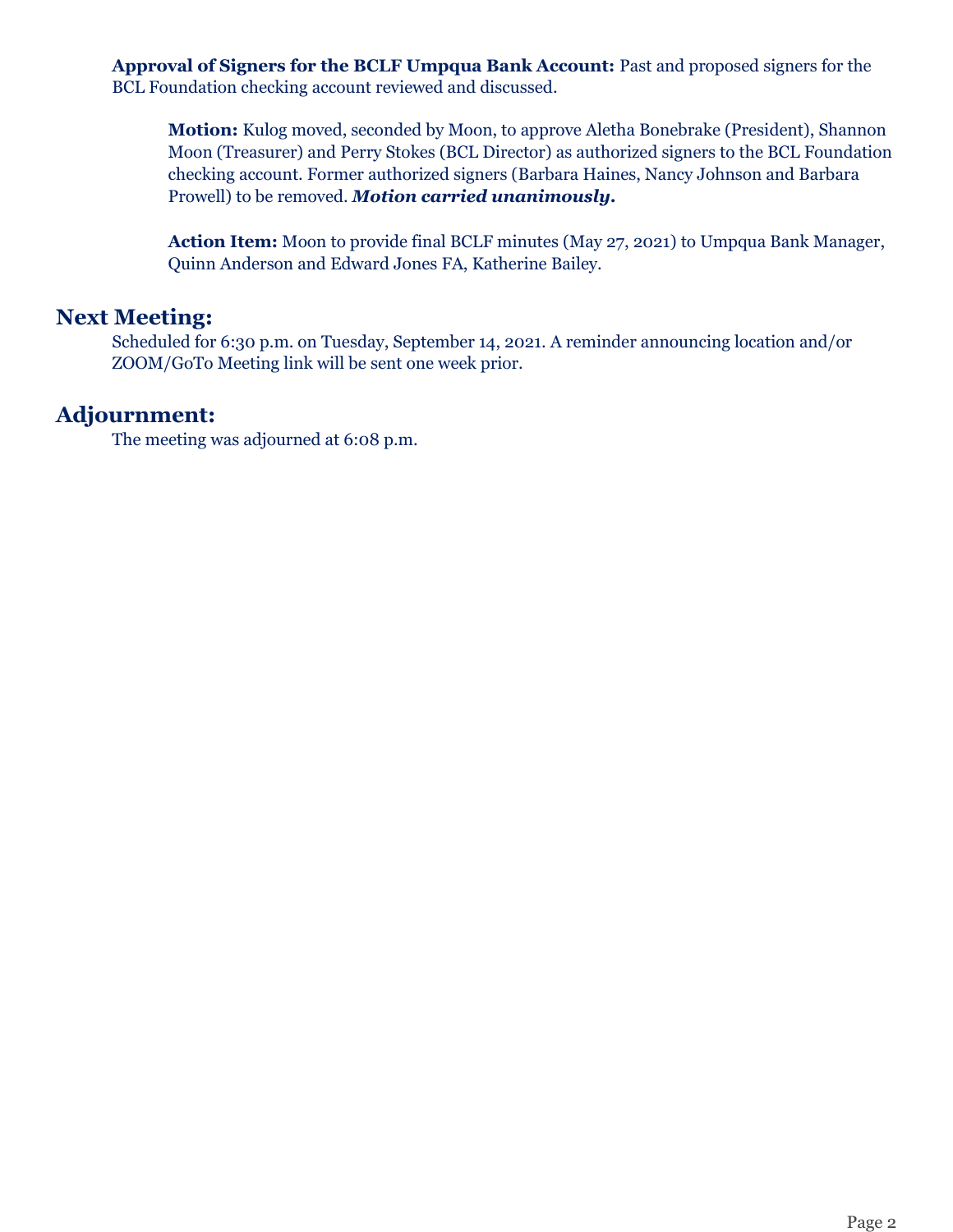**Approval of Signers for the BCLF Umpqua Bank Account:** Past and proposed signers for the BCL Foundation checking account reviewed and discussed.

**Motion:** Kulog moved, seconded by Moon, to approve Aletha Bonebrake (President), Shannon Moon (Treasurer) and Perry Stokes (BCL Director) as authorized signers to the BCL Foundation checking account. Former authorized signers (Barbara Haines, Nancy Johnson and Barbara Prowell) to be removed. ***Motion carried unanimously.***

**Action Item:** Moon to provide final BCLF minutes (May 27, 2021) to Umpqua Bank Manager, Quinn Anderson and Edward Jones FA, Katherine Bailey.

## Next Meeting:

Scheduled for 6:30 p.m. on Tuesday, September 14, 2021. A reminder announcing location and/or ZOOM/GoTo Meeting link will be sent one week prior.

## Adjournment:

The meeting was adjourned at 6:08 p.m.